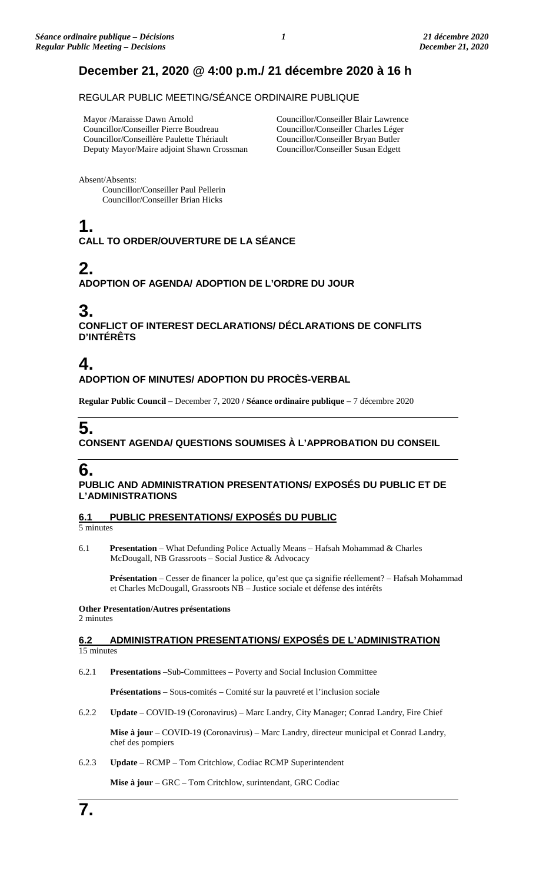## December 21, 2020 @ 4:00 p.m./ 21 décembre 2020 à 16 h

REGULAR PUBLIC MEETING/SÉANCE ORDINAIRE PUBLIQUE

Mayor /Mairesse Dawn Arnold
Councillor/Conseiller Pierre Boudreau
Councillor/Conseillère Paulette Thériault
Deputy Mayor/Maire adjoint Shawn Crossman
Councillor/Conseiller Blair Lawrence
Councillor/Conseiller Charles Léger
Councillor/Conseiller Bryan Butler
Councillor/Conseiller Susan Edgett

Absent/Absents:
Councillor/Conseiller Paul Pellerin
Councillor/Conseiller Brian Hicks

# 1.
**CALL TO ORDER/OUVERTURE DE LA SÉANCE**

# 2.
**ADOPTION OF AGENDA/ ADOPTION DE L'ORDRE DU JOUR**

# 3.
**CONFLICT OF INTEREST DECLARATIONS/ DÉCLARATIONS DE CONFLITS D'INTÉRÊTS**

# 4.
**ADOPTION OF MINUTES/ ADOPTION DU PROCÈS-VERBAL**

**Regular Public Council –** December 7, 2020 **/ Séance ordinaire publique –** 7 décembre 2020

# 5.
**CONSENT AGENDA/ QUESTIONS SOUMISES À L'APPROBATION DU CONSEIL**

# 6.
**PUBLIC AND ADMINISTRATION PRESENTATIONS/ EXPOSÉS DU PUBLIC ET DE L'ADMINISTRATIONS**

### 6.1 PUBLIC PRESENTATIONS/ EXPOSÉS DU PUBLIC
5 minutes

6.1 **Presentation** – What Defunding Police Actually Means – Hafsah Mohammad & Charles McDougall, NB Grassroots – Social Justice & Advocacy

**Présentation** – Cesser de financer la police, qu'est que ça signifie réellement? – Hafsah Mohammad et Charles McDougall, Grassroots NB – Justice sociale et défense des intérêts

**Other Presentation/Autres présentations**
2 minutes

### 6.2 ADMINISTRATION PRESENTATIONS/ EXPOSÉS DE L'ADMINISTRATION
15 minutes

6.2.1 **Presentations** –Sub-Committees – Poverty and Social Inclusion Committee

**Présentations** – Sous-comités – Comité sur la pauvreté et l'inclusion sociale

6.2.2 **Update** – COVID-19 (Coronavirus) – Marc Landry, City Manager; Conrad Landry, Fire Chief

**Mise à jour** – COVID-19 (Coronavirus) – Marc Landry, directeur municipal et Conrad Landry, chef des pompiers

6.2.3 **Update** – RCMP – Tom Critchlow, Codiac RCMP Superintendent

**Mise à jour** – GRC – Tom Critchlow, surintendant, GRC Codiac

# 7.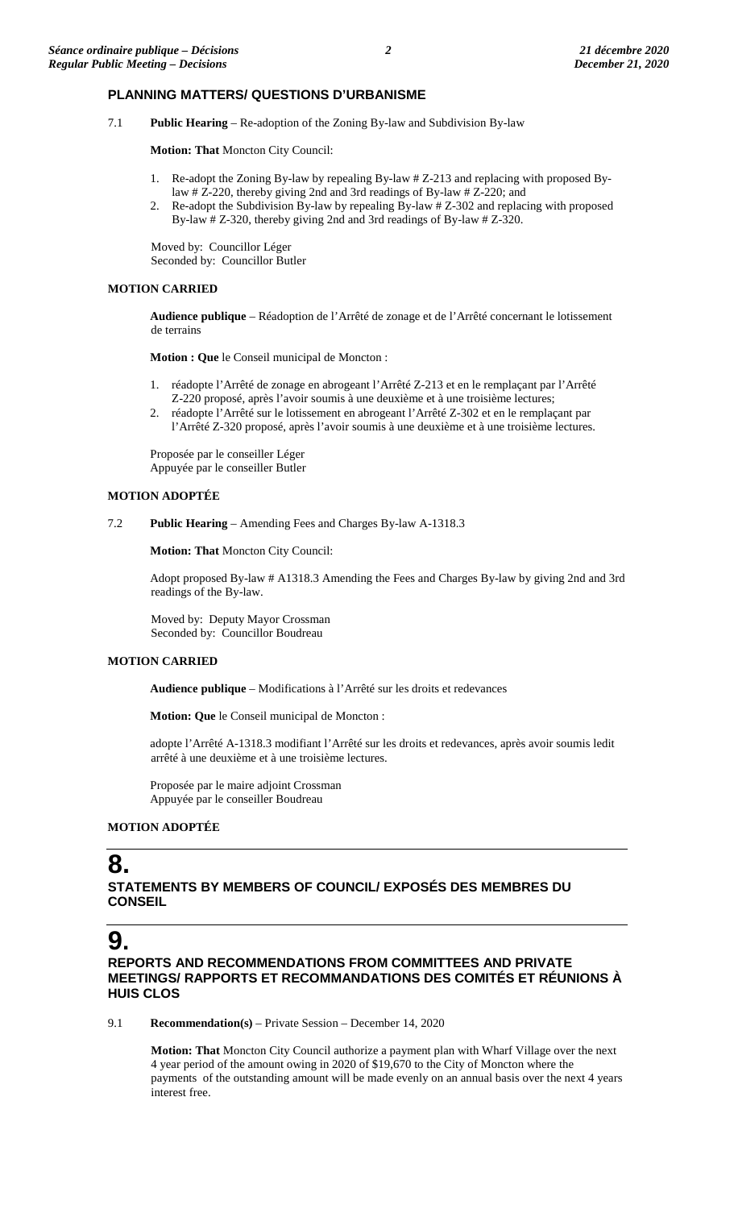## PLANNING MATTERS/ QUESTIONS D'URBANISME

7.1 **Public Hearing** – Re-adoption of the Zoning By-law and Subdivision By-law

**Motion: That** Moncton City Council:

1. Re-adopt the Zoning By-law by repealing By-law # Z-213 and replacing with proposed By-law # Z-220, thereby giving 2nd and 3rd readings of By-law # Z-220; and
2. Re-adopt the Subdivision By-law by repealing By-law # Z-302 and replacing with proposed By-law # Z-320, thereby giving 2nd and 3rd readings of By-law # Z-320.

Moved by: Councillor Léger
Seconded by: Councillor Butler

**MOTION CARRIED**

**Audience publique** – Réadoption de l'Arrêté de zonage et de l'Arrêté concernant le lotissement de terrains

**Motion : Que** le Conseil municipal de Moncton :

1. réadopte l'Arrêté de zonage en abrogeant l'Arrêté Z-213 et en le remplaçant par l'Arrêté Z-220 proposé, après l'avoir soumis à une deuxième et à une troisième lectures;
2. réadopte l'Arrêté sur le lotissement en abrogeant l'Arrêté Z-302 et en le remplaçant par l'Arrêté Z-320 proposé, après l'avoir soumis à une deuxième et à une troisième lectures.

Proposée par le conseiller Léger
Appuyée par le conseiller Butler

**MOTION ADOPTÉE**

7.2 **Public Hearing** – Amending Fees and Charges By-law A-1318.3

**Motion: That** Moncton City Council:

Adopt proposed By-law # A1318.3 Amending the Fees and Charges By-law by giving 2nd and 3rd readings of the By-law.

Moved by: Deputy Mayor Crossman
Seconded by: Councillor Boudreau

**MOTION CARRIED**

**Audience publique** – Modifications à l'Arrêté sur les droits et redevances

**Motion: Que** le Conseil municipal de Moncton :

adopte l'Arrêté A-1318.3 modifiant l'Arrêté sur les droits et redevances, après avoir soumis ledit arrêté à une deuxième et à une troisième lectures.

Proposée par le maire adjoint Crossman
Appuyée par le conseiller Boudreau

**MOTION ADOPTÉE**

# 8.

## STATEMENTS BY MEMBERS OF COUNCIL/ EXPOSÉS DES MEMBRES DU CONSEIL

# 9.

## REPORTS AND RECOMMENDATIONS FROM COMMITTEES AND PRIVATE MEETINGS/ RAPPORTS ET RECOMMANDATIONS DES COMITÉS ET RÉUNIONS À HUIS CLOS

9.1 **Recommendation(s)** – Private Session – December 14, 2020

**Motion: That** Moncton City Council authorize a payment plan with Wharf Village over the next 4 year period of the amount owing in 2020 of $19,670 to the City of Moncton where the payments of the outstanding amount will be made evenly on an annual basis over the next 4 years interest free.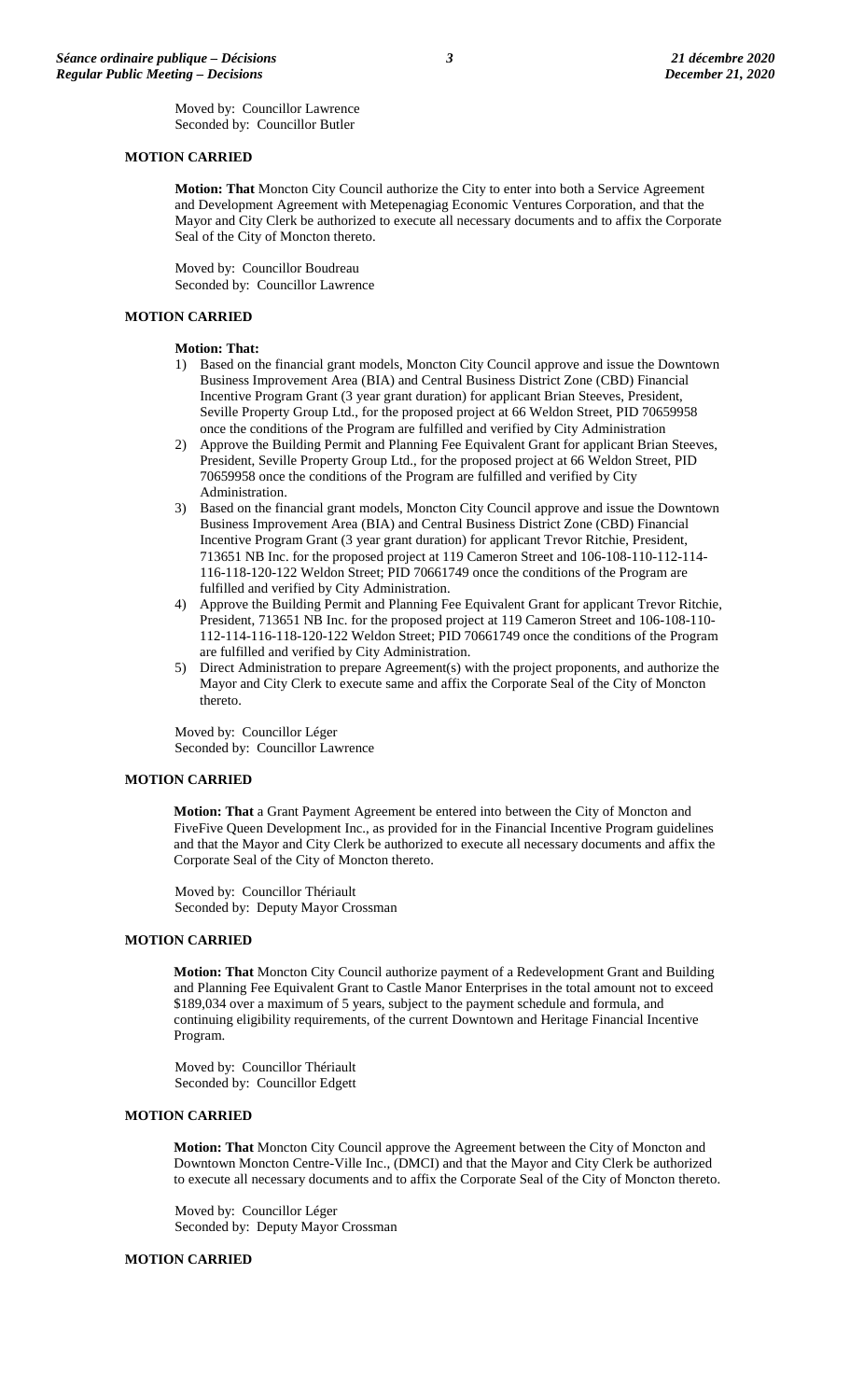Moved by: Councillor Lawrence
Seconded by: Councillor Butler

**MOTION CARRIED**

**Motion: That** Moncton City Council authorize the City to enter into both a Service Agreement and Development Agreement with Metepenagiag Economic Ventures Corporation, and that the Mayor and City Clerk be authorized to execute all necessary documents and to affix the Corporate Seal of the City of Moncton thereto.

Moved by: Councillor Boudreau
Seconded by: Councillor Lawrence

**MOTION CARRIED**

**Motion: That:**

1) Based on the financial grant models, Moncton City Council approve and issue the Downtown Business Improvement Area (BIA) and Central Business District Zone (CBD) Financial Incentive Program Grant (3 year grant duration) for applicant Brian Steeves, President, Seville Property Group Ltd., for the proposed project at 66 Weldon Street, PID 70659958 once the conditions of the Program are fulfilled and verified by City Administration
2) Approve the Building Permit and Planning Fee Equivalent Grant for applicant Brian Steeves, President, Seville Property Group Ltd., for the proposed project at 66 Weldon Street, PID 70659958 once the conditions of the Program are fulfilled and verified by City Administration.
3) Based on the financial grant models, Moncton City Council approve and issue the Downtown Business Improvement Area (BIA) and Central Business District Zone (CBD) Financial Incentive Program Grant (3 year grant duration) for applicant Trevor Ritchie, President, 713651 NB Inc. for the proposed project at 119 Cameron Street and 106-108-110-112-114-116-118-120-122 Weldon Street; PID 70661749 once the conditions of the Program are fulfilled and verified by City Administration.
4) Approve the Building Permit and Planning Fee Equivalent Grant for applicant Trevor Ritchie, President, 713651 NB Inc. for the proposed project at 119 Cameron Street and 106-108-110-112-114-116-118-120-122 Weldon Street; PID 70661749 once the conditions of the Program are fulfilled and verified by City Administration.
5) Direct Administration to prepare Agreement(s) with the project proponents, and authorize the Mayor and City Clerk to execute same and affix the Corporate Seal of the City of Moncton thereto.

Moved by: Councillor Léger
Seconded by: Councillor Lawrence

**MOTION CARRIED**

**Motion: That** a Grant Payment Agreement be entered into between the City of Moncton and FiveFive Queen Development Inc., as provided for in the Financial Incentive Program guidelines and that the Mayor and City Clerk be authorized to execute all necessary documents and affix the Corporate Seal of the City of Moncton thereto.

Moved by: Councillor Thériault
Seconded by: Deputy Mayor Crossman

**MOTION CARRIED**

**Motion: That** Moncton City Council authorize payment of a Redevelopment Grant and Building and Planning Fee Equivalent Grant to Castle Manor Enterprises in the total amount not to exceed $189,034 over a maximum of 5 years, subject to the payment schedule and formula, and continuing eligibility requirements, of the current Downtown and Heritage Financial Incentive Program.

Moved by: Councillor Thériault
Seconded by: Councillor Edgett

**MOTION CARRIED**

**Motion: That** Moncton City Council approve the Agreement between the City of Moncton and Downtown Moncton Centre-Ville Inc., (DMCI) and that the Mayor and City Clerk be authorized to execute all necessary documents and to affix the Corporate Seal of the City of Moncton thereto.

Moved by: Councillor Léger
Seconded by: Deputy Mayor Crossman

**MOTION CARRIED**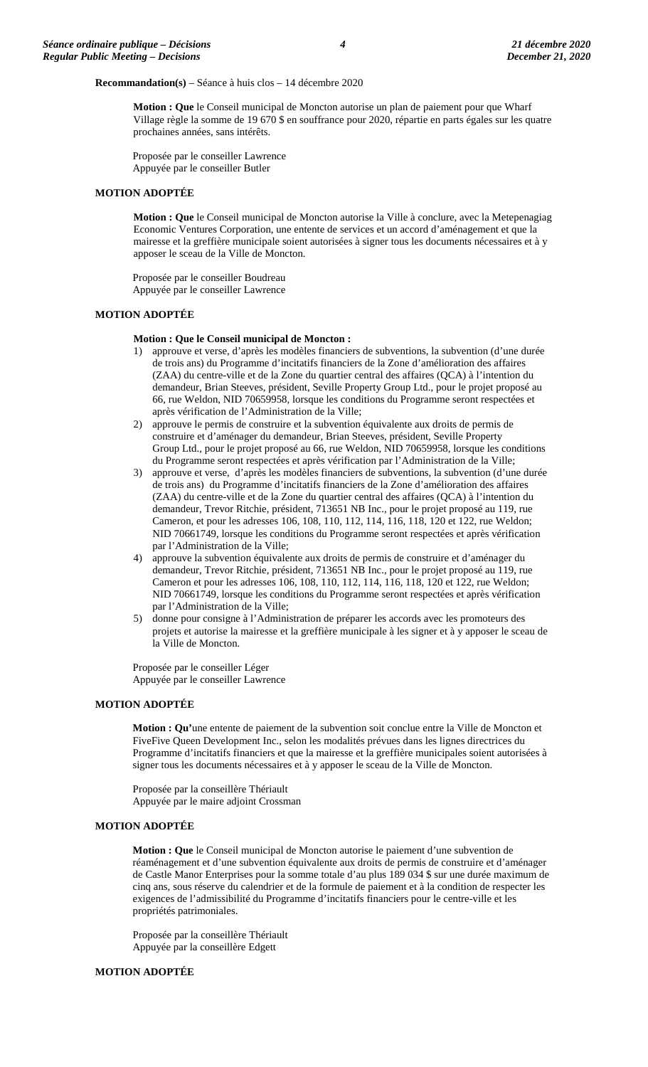**Recommandation(s)** – Séance à huis clos – 14 décembre 2020

**Motion : Que** le Conseil municipal de Moncton autorise un plan de paiement pour que Wharf Village règle la somme de 19 670 $ en souffrance pour 2020, répartie en parts égales sur les quatre prochaines années, sans intérêts.

Proposée par le conseiller Lawrence
Appuyée par le conseiller Butler

**MOTION ADOPTÉE**

**Motion : Que** le Conseil municipal de Moncton autorise la Ville à conclure, avec la Metepenagiag Economic Ventures Corporation, une entente de services et un accord d'aménagement et que la mairesse et la greffière municipale soient autorisées à signer tous les documents nécessaires et à y apposer le sceau de la Ville de Moncton.

Proposée par le conseiller Boudreau
Appuyée par le conseiller Lawrence

**MOTION ADOPTÉE**

**Motion : Que le Conseil municipal de Moncton :**

1) approuve et verse, d'après les modèles financiers de subventions, la subvention (d'une durée de trois ans) du Programme d'incitatifs financiers de la Zone d'amélioration des affaires (ZAA) du centre-ville et de la Zone du quartier central des affaires (QCA) à l'intention du demandeur, Brian Steeves, président, Seville Property Group Ltd., pour le projet proposé au 66, rue Weldon, NID 70659958, lorsque les conditions du Programme seront respectées et après vérification de l'Administration de la Ville;
2) approuve le permis de construire et la subvention équivalente aux droits de permis de construire et d'aménager du demandeur, Brian Steeves, président, Seville Property Group Ltd., pour le projet proposé au 66, rue Weldon, NID 70659958, lorsque les conditions du Programme seront respectées et après vérification par l'Administration de la Ville;
3) approuve et verse, d'après les modèles financiers de subventions, la subvention (d'une durée de trois ans) du Programme d'incitatifs financiers de la Zone d'amélioration des affaires (ZAA) du centre-ville et de la Zone du quartier central des affaires (QCA) à l'intention du demandeur, Trevor Ritchie, président, 713651 NB Inc., pour le projet proposé au 119, rue Cameron, et pour les adresses 106, 108, 110, 112, 114, 116, 118, 120 et 122, rue Weldon; NID 70661749, lorsque les conditions du Programme seront respectées et après vérification par l'Administration de la Ville;
4) approuve la subvention équivalente aux droits de permis de construire et d'aménager du demandeur, Trevor Ritchie, président, 713651 NB Inc., pour le projet proposé au 119, rue Cameron et pour les adresses 106, 108, 110, 112, 114, 116, 118, 120 et 122, rue Weldon; NID 70661749, lorsque les conditions du Programme seront respectées et après vérification par l'Administration de la Ville;
5) donne pour consigne à l'Administration de préparer les accords avec les promoteurs des projets et autorise la mairesse et la greffière municipale à les signer et à y apposer le sceau de la Ville de Moncton.

Proposée par le conseiller Léger
Appuyée par le conseiller Lawrence

**MOTION ADOPTÉE**

**Motion : Qu'**une entente de paiement de la subvention soit conclue entre la Ville de Moncton et FiveFive Queen Development Inc., selon les modalités prévues dans les lignes directrices du Programme d'incitatifs financiers et que la mairesse et la greffière municipales soient autorisées à signer tous les documents nécessaires et à y apposer le sceau de la Ville de Moncton.

Proposée par la conseillère Thériault
Appuyée par le maire adjoint Crossman

**MOTION ADOPTÉE**

**Motion : Que** le Conseil municipal de Moncton autorise le paiement d'une subvention de réaménagement et d'une subvention équivalente aux droits de permis de construire et d'aménager de Castle Manor Enterprises pour la somme totale d'au plus 189 034 $ sur une durée maximum de cinq ans, sous réserve du calendrier et de la formule de paiement et à la condition de respecter les exigences de l'admissibilité du Programme d'incitatifs financiers pour le centre-ville et les propriétés patrimoniales.

Proposée par la conseillère Thériault
Appuyée par la conseillère Edgett

**MOTION ADOPTÉE**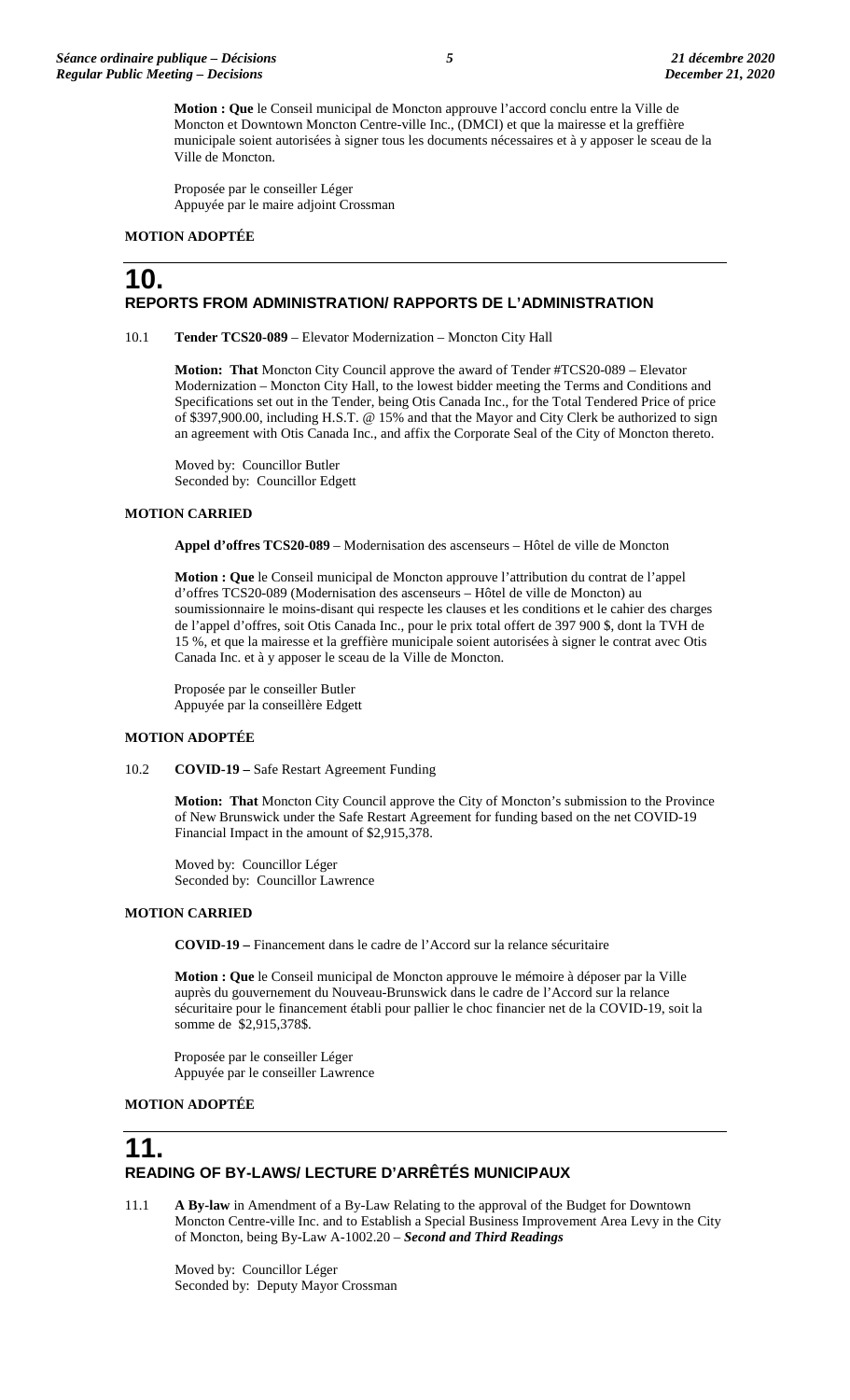**Motion : Que** le Conseil municipal de Moncton approuve l'accord conclu entre la Ville de Moncton et Downtown Moncton Centre-ville Inc., (DMCI) et que la mairesse et la greffière municipale soient autorisées à signer tous les documents nécessaires et à y apposer le sceau de la Ville de Moncton.

Proposée par le conseiller Léger
Appuyée par le maire adjoint Crossman

**MOTION ADOPTÉE**

# 10. REPORTS FROM ADMINISTRATION/ RAPPORTS DE L'ADMINISTRATION

10.1 **Tender TCS20-089** – Elevator Modernization – Moncton City Hall

**Motion: That** Moncton City Council approve the award of Tender #TCS20-089 – Elevator Modernization – Moncton City Hall, to the lowest bidder meeting the Terms and Conditions and Specifications set out in the Tender, being Otis Canada Inc., for the Total Tendered Price of price of $397,900.00, including H.S.T. @ 15% and that the Mayor and City Clerk be authorized to sign an agreement with Otis Canada Inc., and affix the Corporate Seal of the City of Moncton thereto.

Moved by: Councillor Butler
Seconded by: Councillor Edgett

**MOTION CARRIED**

**Appel d'offres TCS20-089** – Modernisation des ascenseurs – Hôtel de ville de Moncton

**Motion : Que** le Conseil municipal de Moncton approuve l'attribution du contrat de l'appel d'offres TCS20-089 (Modernisation des ascenseurs – Hôtel de ville de Moncton) au soumissionnaire le moins-disant qui respecte les clauses et les conditions et le cahier des charges de l'appel d'offres, soit Otis Canada Inc., pour le prix total offert de 397 900 $, dont la TVH de 15 %, et que la mairesse et la greffière municipale soient autorisées à signer le contrat avec Otis Canada Inc. et à y apposer le sceau de la Ville de Moncton.

Proposée par le conseiller Butler
Appuyée par la conseillère Edgett

**MOTION ADOPTÉE**

10.2 **COVID-19 –** Safe Restart Agreement Funding

**Motion: That** Moncton City Council approve the City of Moncton's submission to the Province of New Brunswick under the Safe Restart Agreement for funding based on the net COVID-19 Financial Impact in the amount of $2,915,378.

Moved by: Councillor Léger
Seconded by: Councillor Lawrence

**MOTION CARRIED**

**COVID-19 –** Financement dans le cadre de l'Accord sur la relance sécuritaire

**Motion : Que** le Conseil municipal de Moncton approuve le mémoire à déposer par la Ville auprès du gouvernement du Nouveau-Brunswick dans le cadre de l'Accord sur la relance sécuritaire pour le financement établi pour pallier le choc financier net de la COVID-19, soit la somme de $2,915,378$.

Proposée par le conseiller Léger
Appuyée par le conseiller Lawrence

**MOTION ADOPTÉE**

# 11. READING OF BY-LAWS/ LECTURE D'ARRÊTÉS MUNICIPAUX

11.1 **A By-law** in Amendment of a By-Law Relating to the approval of the Budget for Downtown Moncton Centre-ville Inc. and to Establish a Special Business Improvement Area Levy in the City of Moncton, being By-Law A-1002.20 – ***Second and Third Readings***

Moved by: Councillor Léger
Seconded by: Deputy Mayor Crossman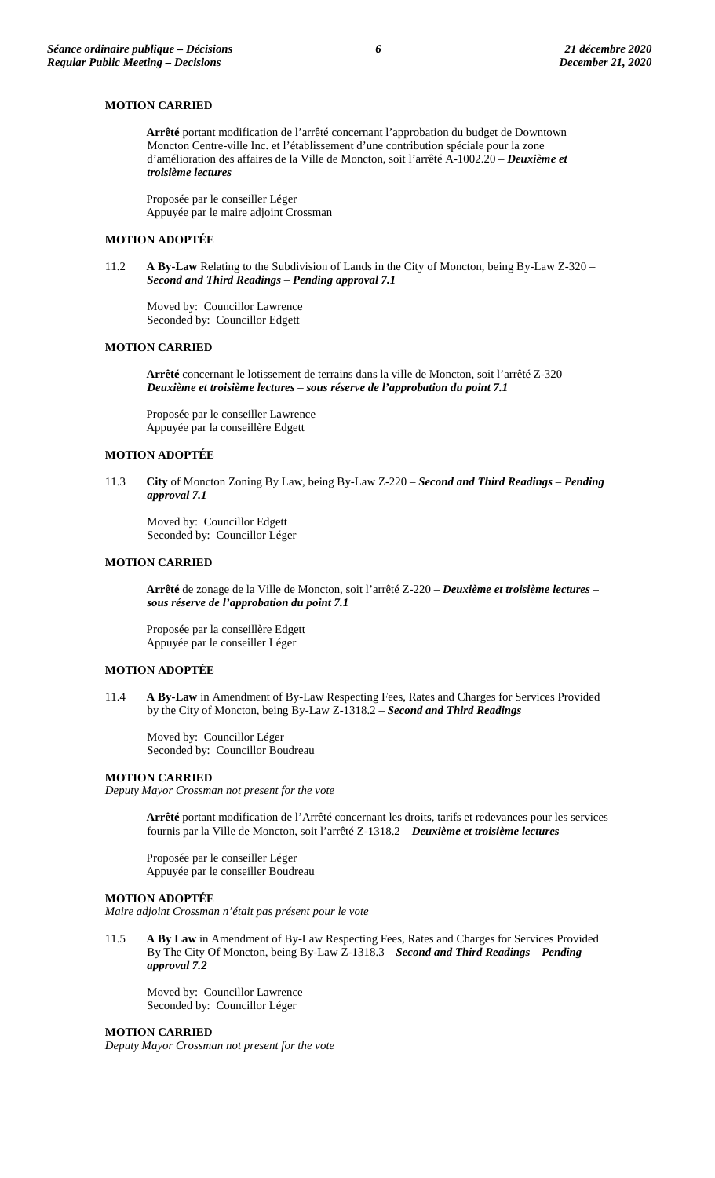**MOTION CARRIED**

**Arrêté** portant modification de l'arrêté concernant l'approbation du budget de Downtown Moncton Centre-ville Inc. et l'établissement d'une contribution spéciale pour la zone d'amélioration des affaires de la Ville de Moncton, soit l'arrêté A-1002.20 – ***Deuxième et troisième lectures***

Proposée par le conseiller Léger
Appuyée par le maire adjoint Crossman

**MOTION ADOPTÉE**

11.2 **A By-Law** Relating to the Subdivision of Lands in the City of Moncton, being By-Law Z-320 – ***Second and Third Readings – Pending approval 7.1***

Moved by: Councillor Lawrence
Seconded by: Councillor Edgett

**MOTION CARRIED**

**Arrêté** concernant le lotissement de terrains dans la ville de Moncton, soit l'arrêté Z-320 – ***Deuxième et troisième lectures – sous réserve de l'approbation du point 7.1***

Proposée par le conseiller Lawrence
Appuyée par la conseillère Edgett

**MOTION ADOPTÉE**

11.3 **City** of Moncton Zoning By Law, being By-Law Z-220 – ***Second and Third Readings – Pending approval 7.1***

Moved by: Councillor Edgett
Seconded by: Councillor Léger

**MOTION CARRIED**

**Arrêté** de zonage de la Ville de Moncton, soit l'arrêté Z-220 – ***Deuxième et troisième lectures – sous réserve de l'approbation du point 7.1***

Proposée par la conseillère Edgett
Appuyée par le conseiller Léger

**MOTION ADOPTÉE**

11.4 **A By-Law** in Amendment of By-Law Respecting Fees, Rates and Charges for Services Provided by the City of Moncton, being By-Law Z-1318.2 – ***Second and Third Readings***

Moved by: Councillor Léger
Seconded by: Councillor Boudreau

**MOTION CARRIED**
*Deputy Mayor Crossman not present for the vote*

**Arrêté** portant modification de l'Arrêté concernant les droits, tarifs et redevances pour les services fournis par la Ville de Moncton, soit l'arrêté Z-1318.2 – ***Deuxième et troisième lectures***

Proposée par le conseiller Léger
Appuyée par le conseiller Boudreau

**MOTION ADOPTÉE**
*Maire adjoint Crossman n'était pas présent pour le vote*

11.5 **A By Law** in Amendment of By-Law Respecting Fees, Rates and Charges for Services Provided By The City Of Moncton, being By-Law Z-1318.3 – ***Second and Third Readings – Pending approval 7.2***

Moved by: Councillor Lawrence
Seconded by: Councillor Léger

**MOTION CARRIED**
*Deputy Mayor Crossman not present for the vote*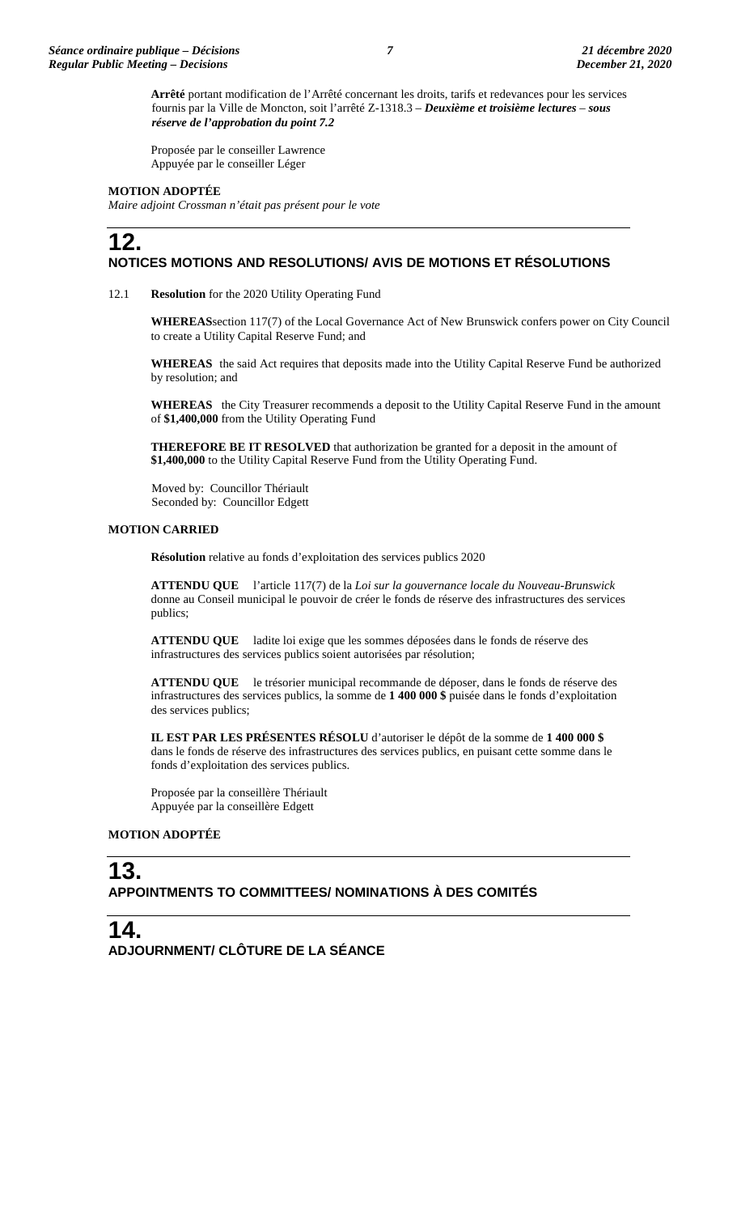**Arrêté** portant modification de l'Arrêté concernant les droits, tarifs et redevances pour les services fournis par la Ville de Moncton, soit l'arrêté Z-1318.3 – ***Deuxième et troisième lectures – sous réserve de l'approbation du point 7.2***

Proposée par le conseiller Lawrence
Appuyée par le conseiller Léger

**MOTION ADOPTÉE**
*Maire adjoint Crossman n'était pas présent pour le vote*

# 12. NOTICES MOTIONS AND RESOLUTIONS/ AVIS DE MOTIONS ET RÉSOLUTIONS

12.1 **Resolution** for the 2020 Utility Operating Fund

**WHEREAS**section 117(7) of the Local Governance Act of New Brunswick confers power on City Council to create a Utility Capital Reserve Fund; and

**WHEREAS** the said Act requires that deposits made into the Utility Capital Reserve Fund be authorized by resolution; and

**WHEREAS** the City Treasurer recommends a deposit to the Utility Capital Reserve Fund in the amount of **$1,400,000** from the Utility Operating Fund

**THEREFORE BE IT RESOLVED** that authorization be granted for a deposit in the amount of **$1,400,000** to the Utility Capital Reserve Fund from the Utility Operating Fund.

Moved by: Councillor Thériault
Seconded by: Councillor Edgett

**MOTION CARRIED**

**Résolution** relative au fonds d'exploitation des services publics 2020

**ATTENDU QUE** l'article 117(7) de la *Loi sur la gouvernance locale du Nouveau-Brunswick* donne au Conseil municipal le pouvoir de créer le fonds de réserve des infrastructures des services publics;

**ATTENDU QUE** ladite loi exige que les sommes déposées dans le fonds de réserve des infrastructures des services publics soient autorisées par résolution;

**ATTENDU QUE** le trésorier municipal recommande de déposer, dans le fonds de réserve des infrastructures des services publics, la somme de **1 400 000 $** puisée dans le fonds d'exploitation des services publics;

**IL EST PAR LES PRÉSENTES RÉSOLU** d'autoriser le dépôt de la somme de **1 400 000 $** dans le fonds de réserve des infrastructures des services publics, en puisant cette somme dans le fonds d'exploitation des services publics.

Proposée par la conseillère Thériault
Appuyée par la conseillère Edgett

**MOTION ADOPTÉE**

# 13. APPOINTMENTS TO COMMITTEES/ NOMINATIONS À DES COMITÉS

# 14. ADJOURNMENT/ CLÔTURE DE LA SÉANCE